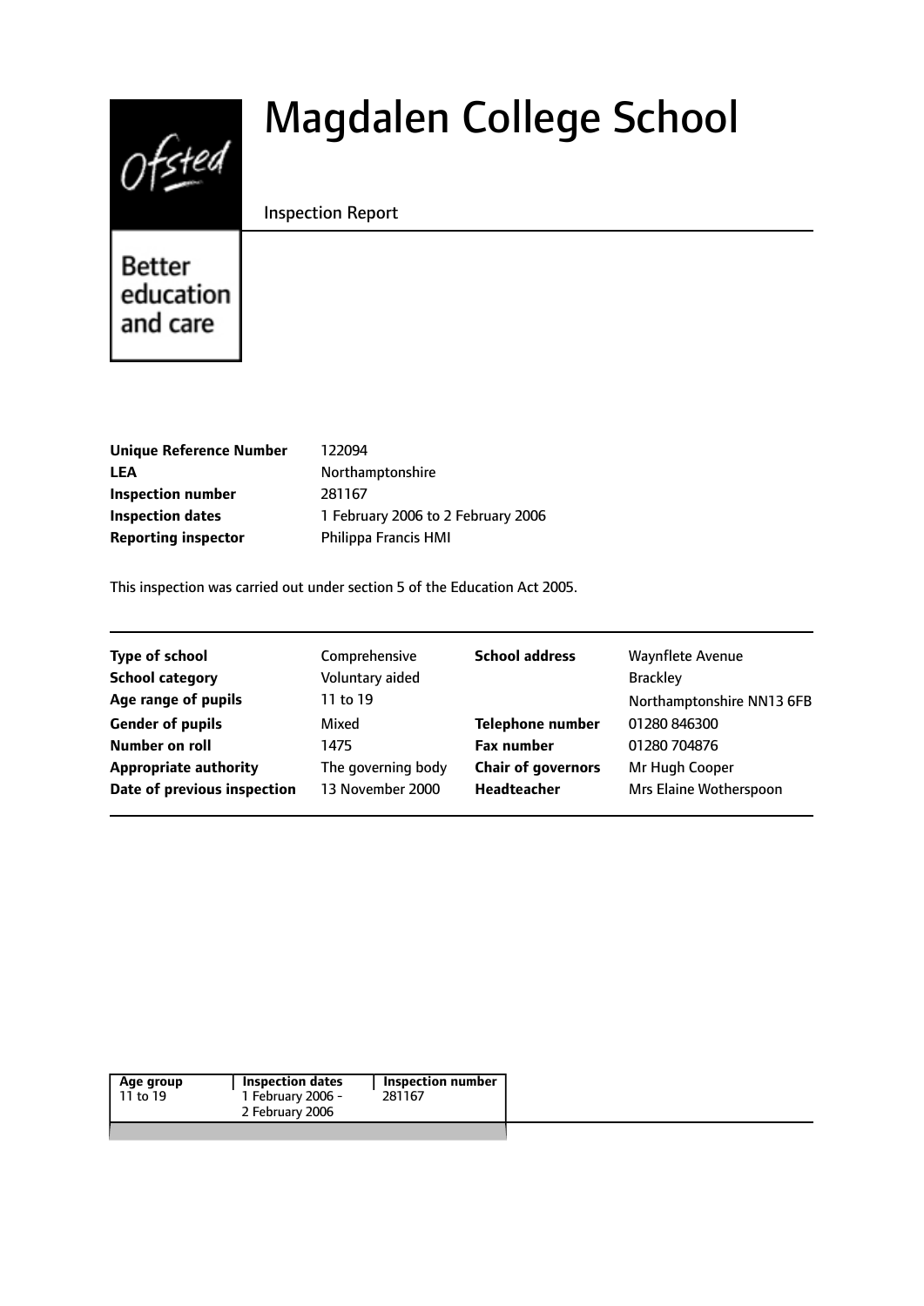Ofsted

Better education and care

# Magdalen College School

Inspection Report

| | |
|---|---|
| **Unique Reference Number** | 122094 |
| **LEA** | Northamptonshire |
| **Inspection number** | 281167 |
| **Inspection dates** | 1 February 2006 to 2 February 2006 |
| **Reporting inspector** | Philippa Francis HMI |

This inspection was carried out under section 5 of the Education Act 2005.

| | | | |
|---|---|---|---|
| **Type of school** | Comprehensive | **School address** | Waynflete Avenue |
| **School category** | Voluntary aided | | Brackley |
| **Age range of pupils** | 11 to 19 | | Northamptonshire NN13 6FB |
| **Gender of pupils** | Mixed | **Telephone number** | 01280 846300 |
| **Number on roll** | 1475 | **Fax number** | 01280 704876 |
| **Appropriate authority** | The governing body | **Chair of governors** | Mr Hugh Cooper |
| **Date of previous inspection** | 13 November 2000 | **Headteacher** | Mrs Elaine Wotherspoon |

| Age group | Inspection dates | Inspection number |
|---|---|---|
| 11 to 19 | 1 February 2006 - 2 February 2006 | 281167 |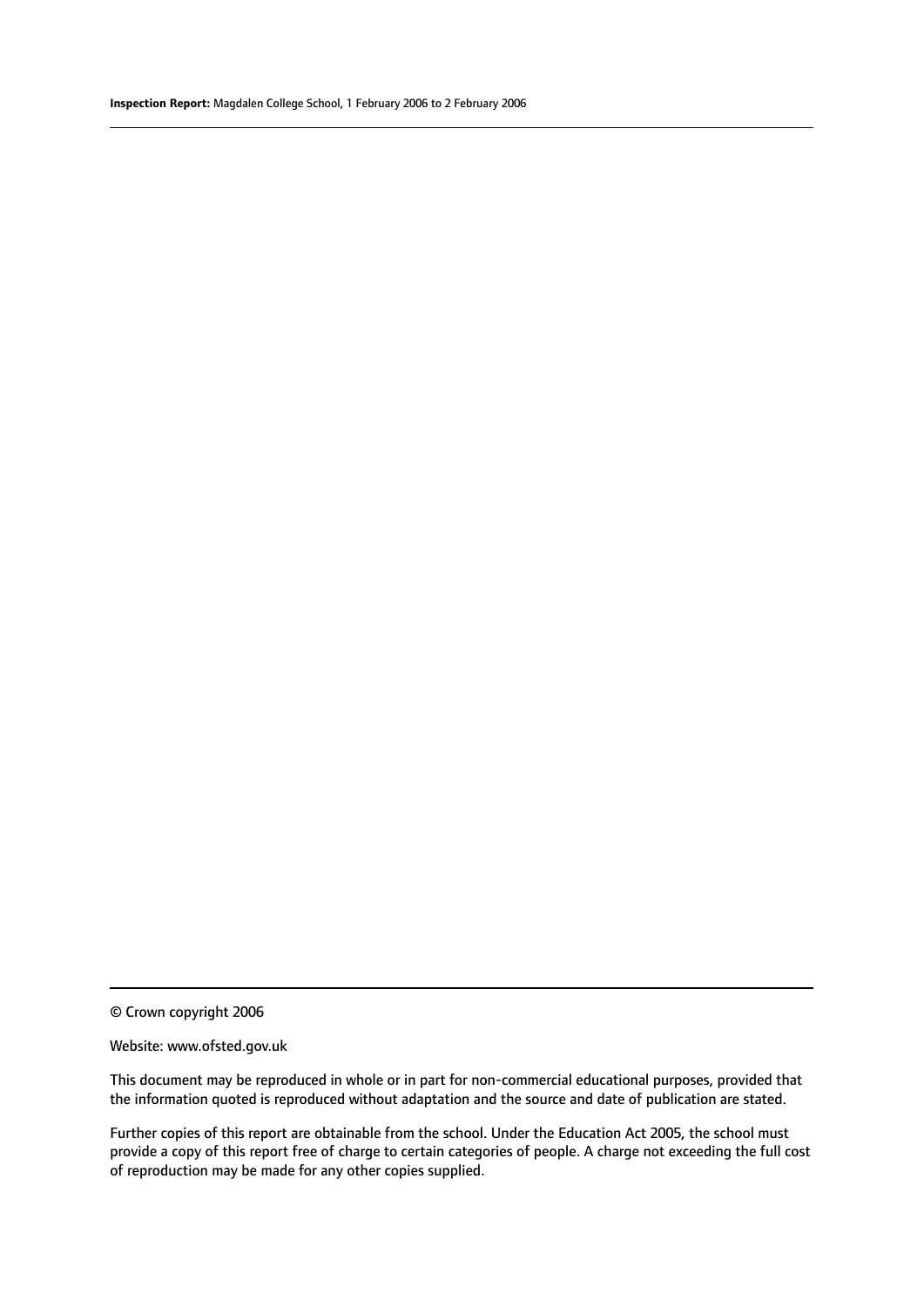© Crown copyright 2006

Website: www.ofsted.gov.uk

This document may be reproduced in whole or in part for non-commercial educational purposes, provided that the information quoted is reproduced without adaptation and the source and date of publication are stated.

Further copies of this report are obtainable from the school. Under the Education Act 2005, the school must provide a copy of this report free of charge to certain categories of people. A charge not exceeding the full cost of reproduction may be made for any other copies supplied.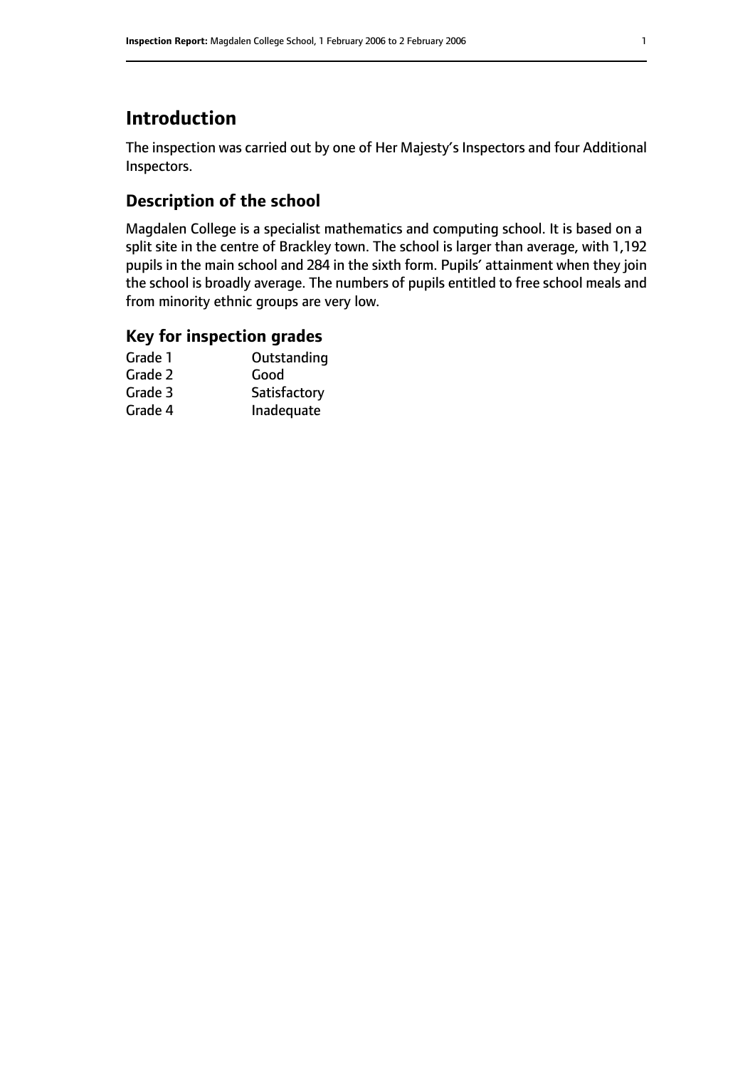## Introduction

The inspection was carried out by one of Her Majesty's Inspectors and four Additional Inspectors.

### Description of the school

Magdalen College is a specialist mathematics and computing school. It is based on a split site in the centre of Brackley town. The school is larger than average, with 1,192 pupils in the main school and 284 in the sixth form. Pupils' attainment when they join the school is broadly average. The numbers of pupils entitled to free school meals and from minority ethnic groups are very low.

### Key for inspection grades

| | |
|---|---|
| Grade 1 | Outstanding |
| Grade 2 | Good |
| Grade 3 | Satisfactory |
| Grade 4 | Inadequate |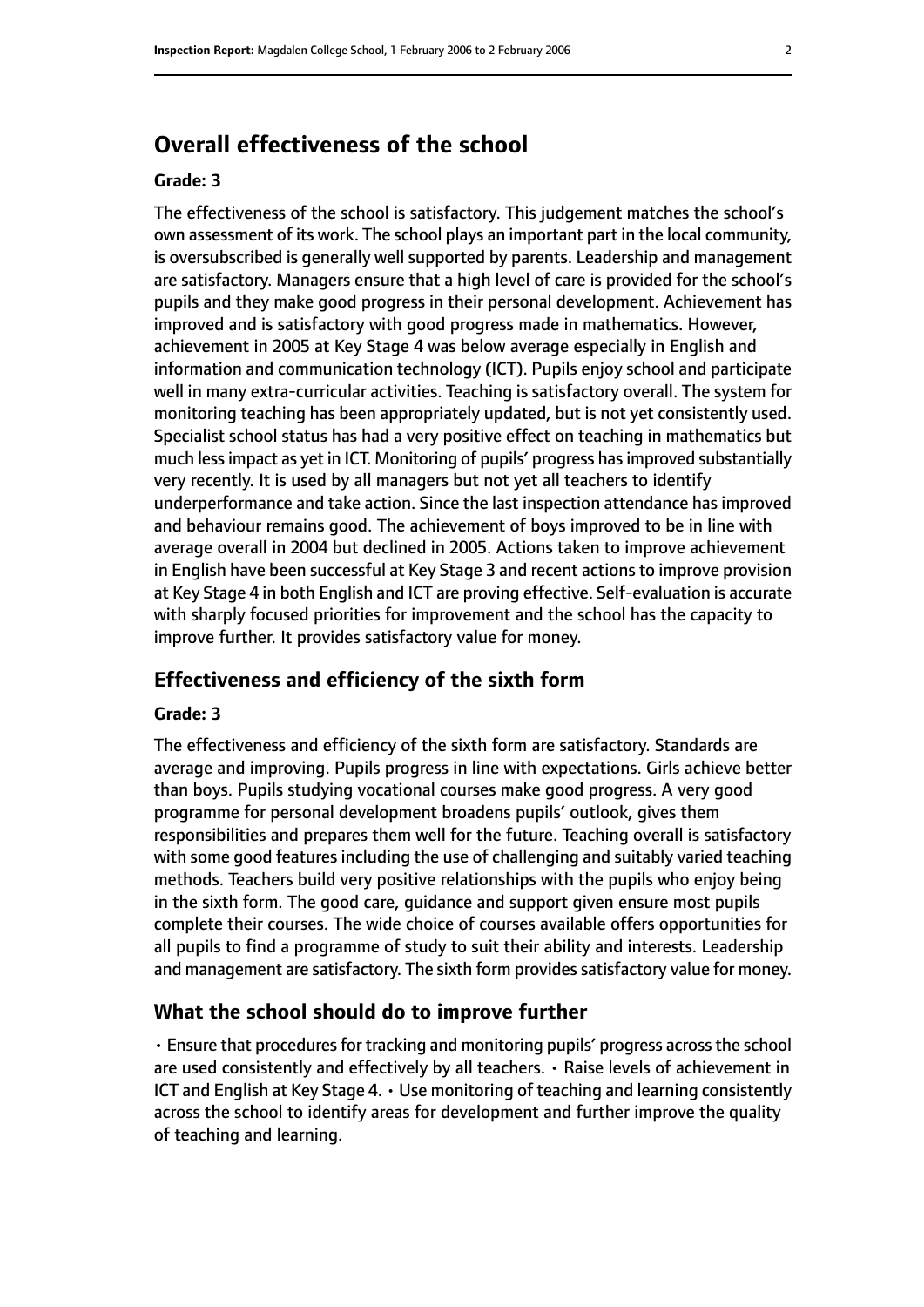## Overall effectiveness of the school

#### Grade: 3

The effectiveness of the school is satisfactory. This judgement matches the school's own assessment of its work. The school plays an important part in the local community, is oversubscribed is generally well supported by parents. Leadership and management are satisfactory. Managers ensure that a high level of care is provided for the school's pupils and they make good progress in their personal development. Achievement has improved and is satisfactory with good progress made in mathematics. However, achievement in 2005 at Key Stage 4 was below average especially in English and information and communication technology (ICT). Pupils enjoy school and participate well in many extra-curricular activities. Teaching is satisfactory overall. The system for monitoring teaching has been appropriately updated, but is not yet consistently used. Specialist school status has had a very positive effect on teaching in mathematics but much less impact as yet in ICT. Monitoring of pupils' progress has improved substantially very recently. It is used by all managers but not yet all teachers to identify underperformance and take action. Since the last inspection attendance has improved and behaviour remains good. The achievement of boys improved to be in line with average overall in 2004 but declined in 2005. Actions taken to improve achievement in English have been successful at Key Stage 3 and recent actions to improve provision at Key Stage 4 in both English and ICT are proving effective. Self-evaluation is accurate with sharply focused priorities for improvement and the school has the capacity to improve further. It provides satisfactory value for money.

### Effectiveness and efficiency of the sixth form

#### Grade: 3

The effectiveness and efficiency of the sixth form are satisfactory. Standards are average and improving. Pupils progress in line with expectations. Girls achieve better than boys. Pupils studying vocational courses make good progress. A very good programme for personal development broadens pupils' outlook, gives them responsibilities and prepares them well for the future. Teaching overall is satisfactory with some good features including the use of challenging and suitably varied teaching methods. Teachers build very positive relationships with the pupils who enjoy being in the sixth form. The good care, guidance and support given ensure most pupils complete their courses. The wide choice of courses available offers opportunities for all pupils to find a programme of study to suit their ability and interests. Leadership and management are satisfactory. The sixth form provides satisfactory value for money.

### What the school should do to improve further

- Ensure that procedures for tracking and monitoring pupils' progress across the school are used consistently and effectively by all teachers.
- Raise levels of achievement in ICT and English at Key Stage 4.
- Use monitoring of teaching and learning consistently across the school to identify areas for development and further improve the quality of teaching and learning.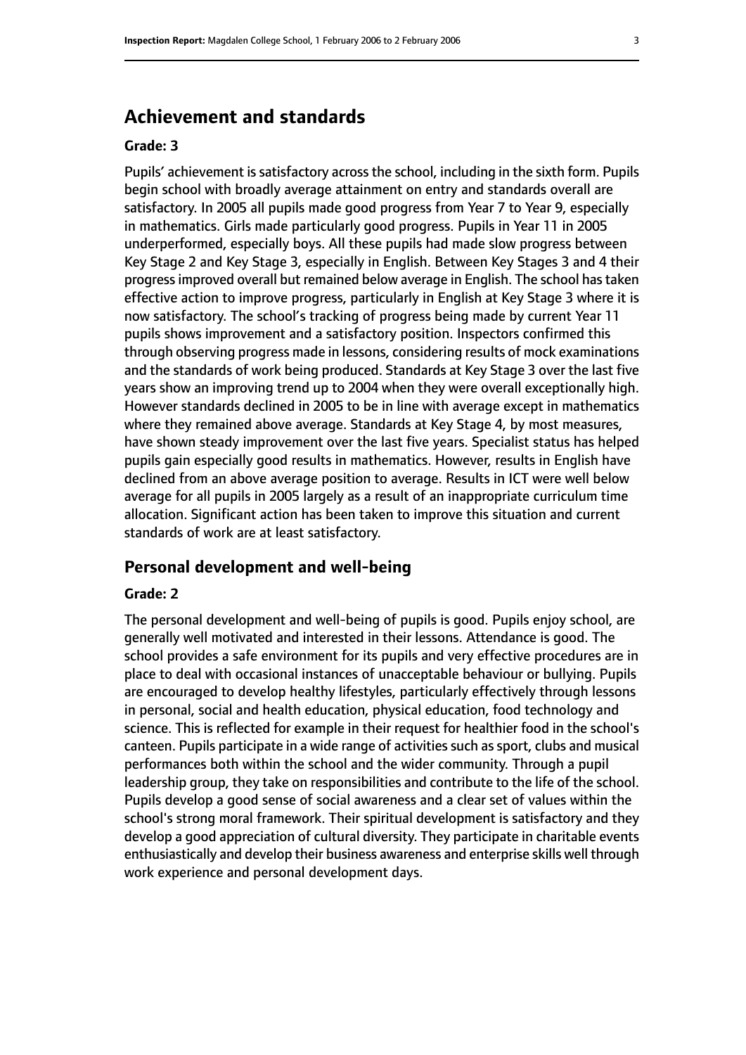## Achievement and standards

#### Grade: 3

Pupils' achievement is satisfactory across the school, including in the sixth form. Pupils begin school with broadly average attainment on entry and standards overall are satisfactory. In 2005 all pupils made good progress from Year 7 to Year 9, especially in mathematics. Girls made particularly good progress. Pupils in Year 11 in 2005 underperformed, especially boys. All these pupils had made slow progress between Key Stage 2 and Key Stage 3, especially in English. Between Key Stages 3 and 4 their progress improved overall but remained below average in English. The school has taken effective action to improve progress, particularly in English at Key Stage 3 where it is now satisfactory. The school's tracking of progress being made by current Year 11 pupils shows improvement and a satisfactory position. Inspectors confirmed this through observing progress made in lessons, considering results of mock examinations and the standards of work being produced. Standards at Key Stage 3 over the last five years show an improving trend up to 2004 when they were overall exceptionally high. However standards declined in 2005 to be in line with average except in mathematics where they remained above average. Standards at Key Stage 4, by most measures, have shown steady improvement over the last five years. Specialist status has helped pupils gain especially good results in mathematics. However, results in English have declined from an above average position to average. Results in ICT were well below average for all pupils in 2005 largely as a result of an inappropriate curriculum time allocation. Significant action has been taken to improve this situation and current standards of work are at least satisfactory.

### Personal development and well-being

#### Grade: 2

The personal development and well-being of pupils is good. Pupils enjoy school, are generally well motivated and interested in their lessons. Attendance is good. The school provides a safe environment for its pupils and very effective procedures are in place to deal with occasional instances of unacceptable behaviour or bullying. Pupils are encouraged to develop healthy lifestyles, particularly effectively through lessons in personal, social and health education, physical education, food technology and science. This is reflected for example in their request for healthier food in the school's canteen. Pupils participate in a wide range of activities such as sport, clubs and musical performances both within the school and the wider community. Through a pupil leadership group, they take on responsibilities and contribute to the life of the school. Pupils develop a good sense of social awareness and a clear set of values within the school's strong moral framework. Their spiritual development is satisfactory and they develop a good appreciation of cultural diversity. They participate in charitable events enthusiastically and develop their business awareness and enterprise skills well through work experience and personal development days.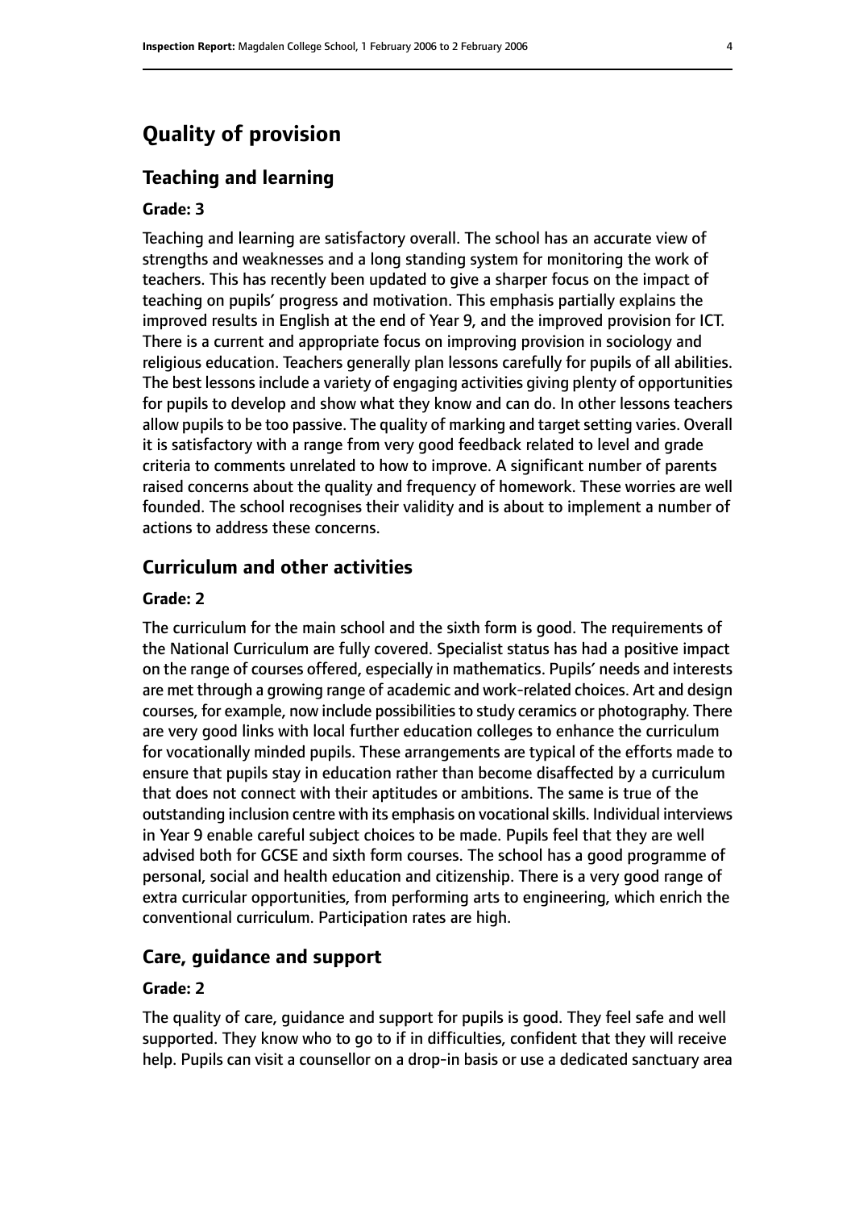# Quality of provision

## Teaching and learning

### Grade: 3

Teaching and learning are satisfactory overall. The school has an accurate view of strengths and weaknesses and a long standing system for monitoring the work of teachers. This has recently been updated to give a sharper focus on the impact of teaching on pupils' progress and motivation. This emphasis partially explains the improved results in English at the end of Year 9, and the improved provision for ICT. There is a current and appropriate focus on improving provision in sociology and religious education. Teachers generally plan lessons carefully for pupils of all abilities. The best lessons include a variety of engaging activities giving plenty of opportunities for pupils to develop and show what they know and can do. In other lessons teachers allow pupils to be too passive. The quality of marking and target setting varies. Overall it is satisfactory with a range from very good feedback related to level and grade criteria to comments unrelated to how to improve. A significant number of parents raised concerns about the quality and frequency of homework. These worries are well founded. The school recognises their validity and is about to implement a number of actions to address these concerns.

## Curriculum and other activities

### Grade: 2

The curriculum for the main school and the sixth form is good. The requirements of the National Curriculum are fully covered. Specialist status has had a positive impact on the range of courses offered, especially in mathematics. Pupils' needs and interests are met through a growing range of academic and work-related choices. Art and design courses, for example, now include possibilities to study ceramics or photography. There are very good links with local further education colleges to enhance the curriculum for vocationally minded pupils. These arrangements are typical of the efforts made to ensure that pupils stay in education rather than become disaffected by a curriculum that does not connect with their aptitudes or ambitions. The same is true of the outstanding inclusion centre with its emphasis on vocational skills. Individual interviews in Year 9 enable careful subject choices to be made. Pupils feel that they are well advised both for GCSE and sixth form courses. The school has a good programme of personal, social and health education and citizenship. There is a very good range of extra curricular opportunities, from performing arts to engineering, which enrich the conventional curriculum. Participation rates are high.

## Care, guidance and support

### Grade: 2

The quality of care, guidance and support for pupils is good. They feel safe and well supported. They know who to go to if in difficulties, confident that they will receive help. Pupils can visit a counsellor on a drop-in basis or use a dedicated sanctuary area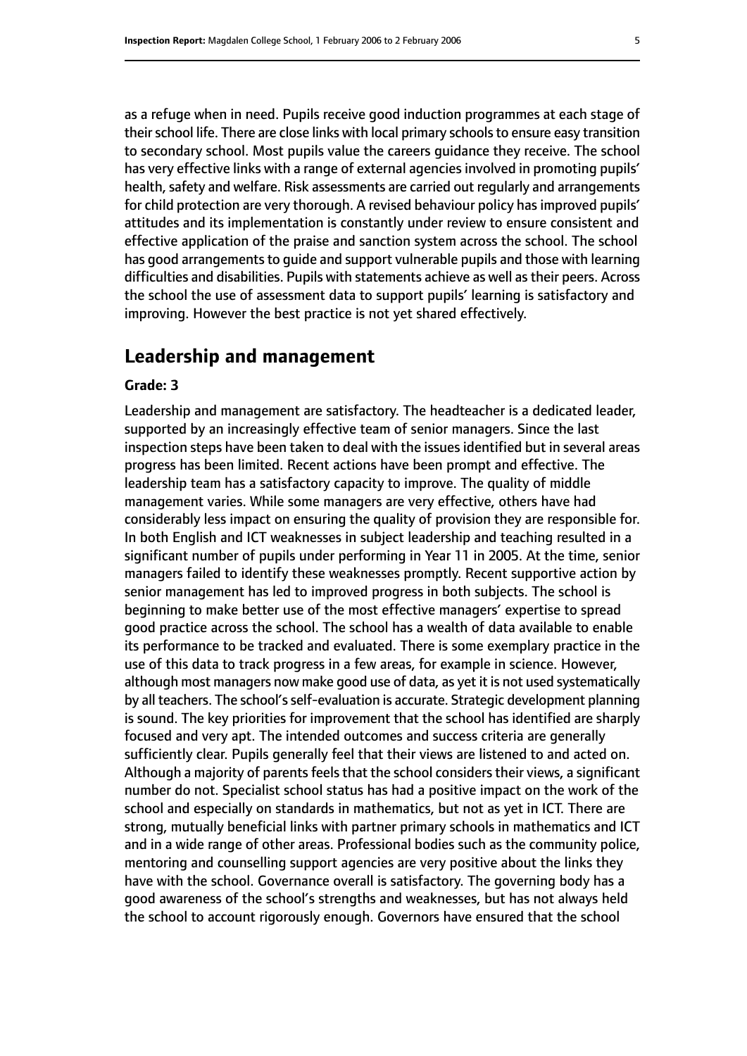as a refuge when in need. Pupils receive good induction programmes at each stage of their school life. There are close links with local primary schools to ensure easy transition to secondary school. Most pupils value the careers guidance they receive. The school has very effective links with a range of external agencies involved in promoting pupils' health, safety and welfare. Risk assessments are carried out regularly and arrangements for child protection are very thorough. A revised behaviour policy has improved pupils' attitudes and its implementation is constantly under review to ensure consistent and effective application of the praise and sanction system across the school. The school has good arrangements to guide and support vulnerable pupils and those with learning difficulties and disabilities. Pupils with statements achieve as well as their peers. Across the school the use of assessment data to support pupils' learning is satisfactory and improving. However the best practice is not yet shared effectively.

## Leadership and management

**Grade: 3**

Leadership and management are satisfactory. The headteacher is a dedicated leader, supported by an increasingly effective team of senior managers. Since the last inspection steps have been taken to deal with the issues identified but in several areas progress has been limited. Recent actions have been prompt and effective. The leadership team has a satisfactory capacity to improve. The quality of middle management varies. While some managers are very effective, others have had considerably less impact on ensuring the quality of provision they are responsible for. In both English and ICT weaknesses in subject leadership and teaching resulted in a significant number of pupils under performing in Year 11 in 2005. At the time, senior managers failed to identify these weaknesses promptly. Recent supportive action by senior management has led to improved progress in both subjects. The school is beginning to make better use of the most effective managers' expertise to spread good practice across the school. The school has a wealth of data available to enable its performance to be tracked and evaluated. There is some exemplary practice in the use of this data to track progress in a few areas, for example in science. However, although most managers now make good use of data, as yet it is not used systematically by all teachers. The school's self-evaluation is accurate. Strategic development planning is sound. The key priorities for improvement that the school has identified are sharply focused and very apt. The intended outcomes and success criteria are generally sufficiently clear. Pupils generally feel that their views are listened to and acted on. Although a majority of parents feels that the school considers their views, a significant number do not. Specialist school status has had a positive impact on the work of the school and especially on standards in mathematics, but not as yet in ICT. There are strong, mutually beneficial links with partner primary schools in mathematics and ICT and in a wide range of other areas. Professional bodies such as the community police, mentoring and counselling support agencies are very positive about the links they have with the school. Governance overall is satisfactory. The governing body has a good awareness of the school's strengths and weaknesses, but has not always held the school to account rigorously enough. Governors have ensured that the school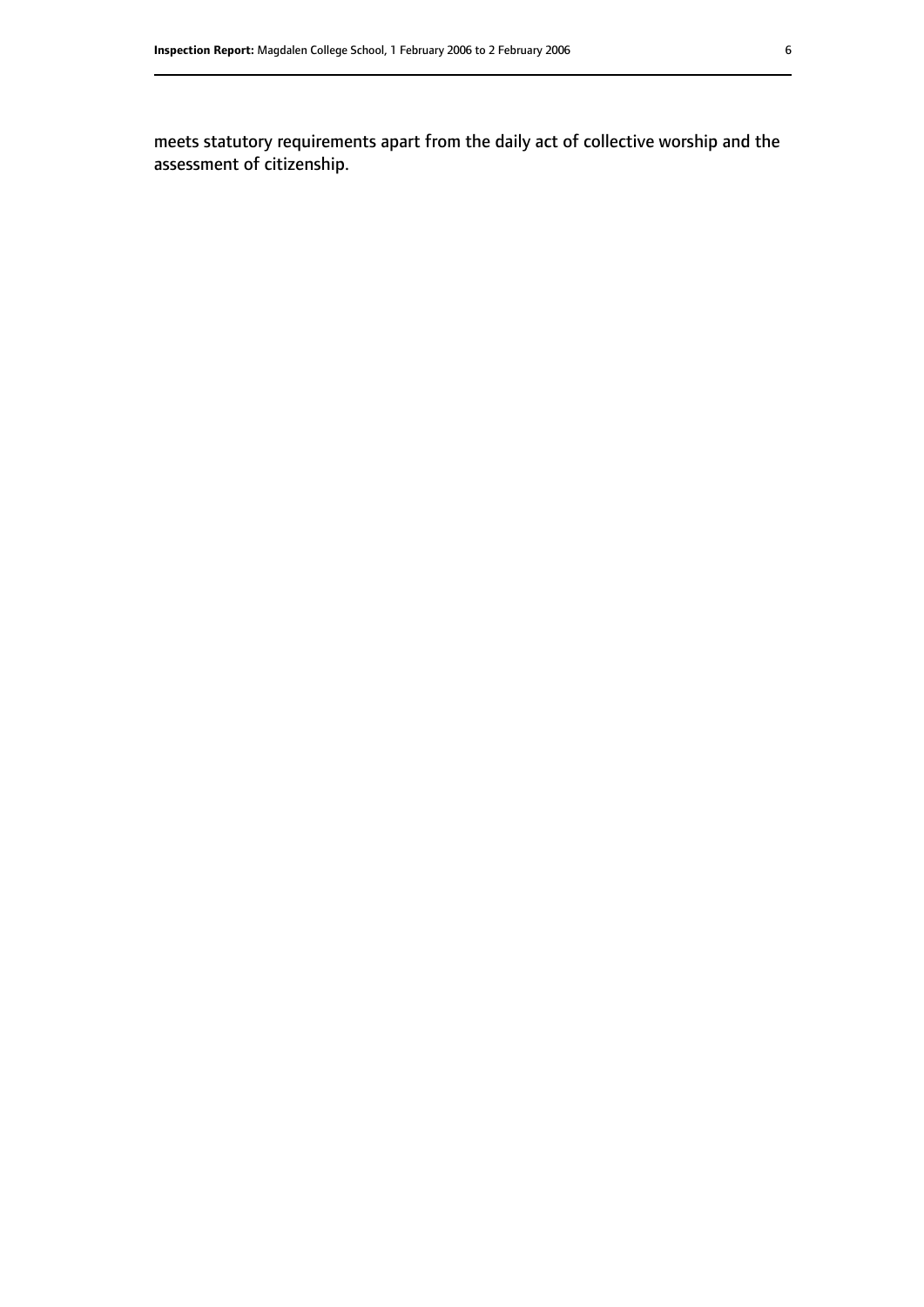meets statutory requirements apart from the daily act of collective worship and the assessment of citizenship.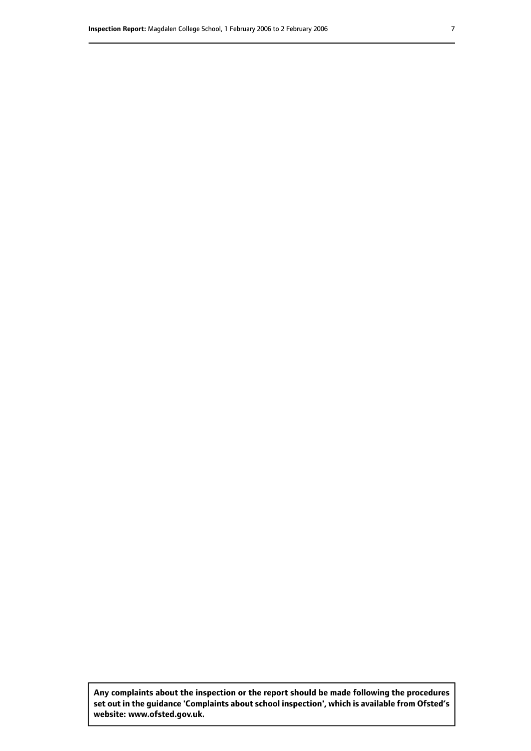**Any complaints about the inspection or the report should be made following the procedures set out in the guidance 'Complaints about school inspection', which is available from Ofsted's website: www.ofsted.gov.uk.**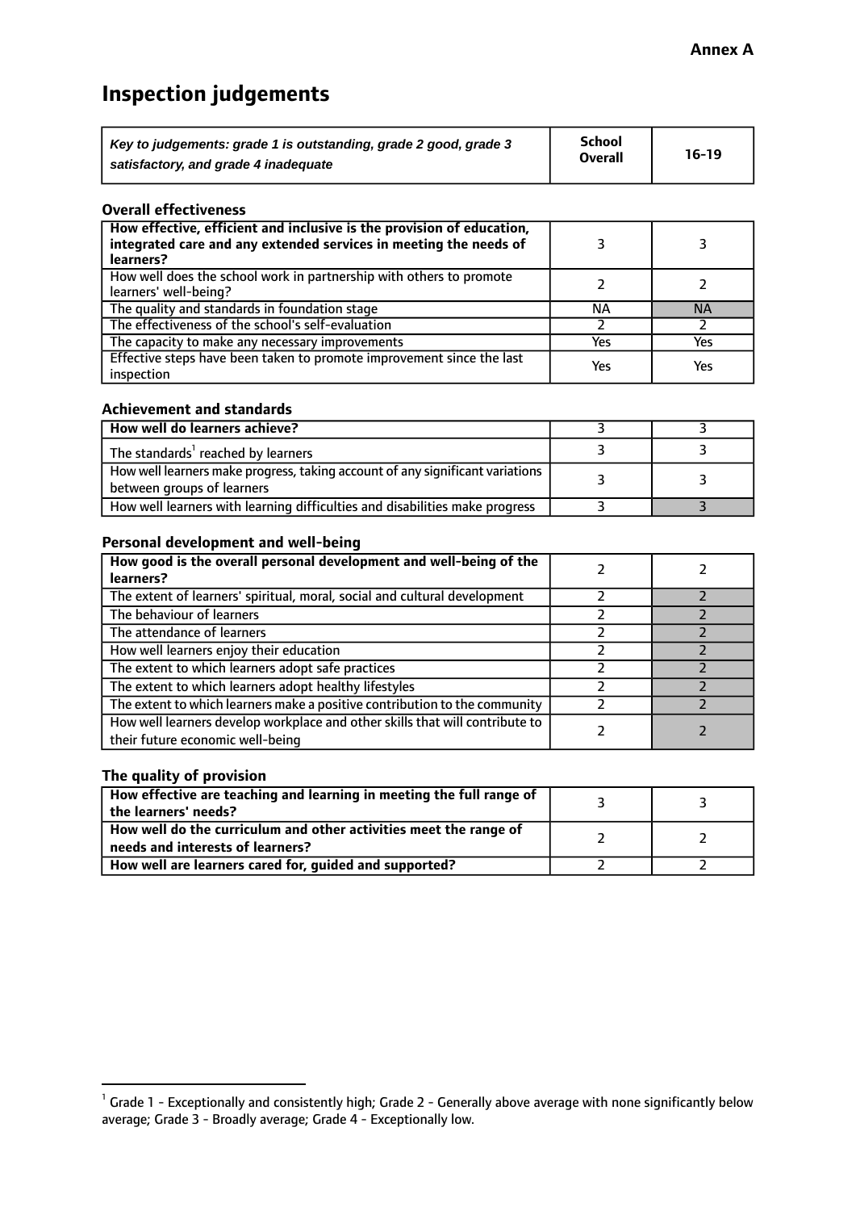**Annex A**

# Inspection judgements

| *Key to judgements: grade 1 is outstanding, grade 2 good, grade 3 satisfactory, and grade 4 inadequate* | School Overall | 16-19 |
|---|---|---|

### Overall effectiveness

| | | |
|---|---|---|
| **How effective, efficient and inclusive is the provision of education, integrated care and any extended services in meeting the needs of learners?** | 3 | 3 |
| How well does the school work in partnership with others to promote learners' well-being? | 2 | 2 |
| The quality and standards in foundation stage | NA | NA |
| The effectiveness of the school's self-evaluation | 2 | 2 |
| The capacity to make any necessary improvements | Yes | Yes |
| Effective steps have been taken to promote improvement since the last inspection | Yes | Yes |

### Achievement and standards

| | | |
|---|---|---|
| **How well do learners achieve?** | 3 | 3 |
| The standards[1] reached by learners | 3 | 3 |
| How well learners make progress, taking account of any significant variations between groups of learners | 3 | 3 |
| How well learners with learning difficulties and disabilities make progress | 3 | 3 |

### Personal development and well-being

| | | |
|---|---|---|
| **How good is the overall personal development and well-being of the learners?** | 2 | 2 |
| The extent of learners' spiritual, moral, social and cultural development | 2 | 2 |
| The behaviour of learners | 2 | 2 |
| The attendance of learners | 2 | 2 |
| How well learners enjoy their education | 2 | 2 |
| The extent to which learners adopt safe practices | 2 | 2 |
| The extent to which learners adopt healthy lifestyles | 2 | 2 |
| The extent to which learners make a positive contribution to the community | 2 | 2 |
| How well learners develop workplace and other skills that will contribute to their future economic well-being | 2 | 2 |

### The quality of provision

| | | |
|---|---|---|
| **How effective are teaching and learning in meeting the full range of the learners' needs?** | 3 | 3 |
| **How well do the curriculum and other activities meet the range of needs and interests of learners?** | 2 | 2 |
| **How well are learners cared for, guided and supported?** | 2 | 2 |

[1] Grade 1 - Exceptionally and consistently high; Grade 2 - Generally above average with none significantly below average; Grade 3 - Broadly average; Grade 4 - Exceptionally low.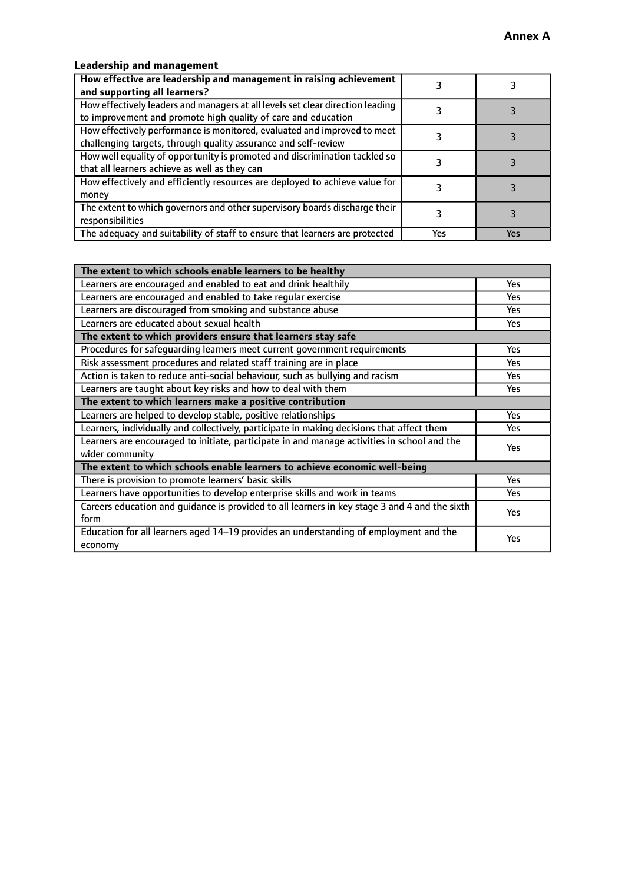**Annex A**

### Leadership and management

| How effective are leadership and management in raising achievement and supporting all learners? | 3 | 3 |
| --- | --- | --- |
| How effectively leaders and managers at all levels set clear direction leading to improvement and promote high quality of care and education | 3 | 3 |
| How effectively performance is monitored, evaluated and improved to meet challenging targets, through quality assurance and self-review | 3 | 3 |
| How well equality of opportunity is promoted and discrimination tackled so that all learners achieve as well as they can | 3 | 3 |
| How effectively and efficiently resources are deployed to achieve value for money | 3 | 3 |
| The extent to which governors and other supervisory boards discharge their responsibilities | 3 | 3 |
| The adequacy and suitability of staff to ensure that learners are protected | Yes | Yes |

| **The extent to which schools enable learners to be healthy** | |
| --- | --- |
| Learners are encouraged and enabled to eat and drink healthily | Yes |
| Learners are encouraged and enabled to take regular exercise | Yes |
| Learners are discouraged from smoking and substance abuse | Yes |
| Learners are educated about sexual health | Yes |
| **The extent to which providers ensure that learners stay safe** | |
| Procedures for safeguarding learners meet current government requirements | Yes |
| Risk assessment procedures and related staff training are in place | Yes |
| Action is taken to reduce anti-social behaviour, such as bullying and racism | Yes |
| Learners are taught about key risks and how to deal with them | Yes |
| **The extent to which learners make a positive contribution** | |
| Learners are helped to develop stable, positive relationships | Yes |
| Learners, individually and collectively, participate in making decisions that affect them | Yes |
| Learners are encouraged to initiate, participate in and manage activities in school and the wider community | Yes |
| **The extent to which schools enable learners to achieve economic well-being** | |
| There is provision to promote learners' basic skills | Yes |
| Learners have opportunities to develop enterprise skills and work in teams | Yes |
| Careers education and guidance is provided to all learners in key stage 3 and 4 and the sixth form | Yes |
| Education for all learners aged 14–19 provides an understanding of employment and the economy | Yes |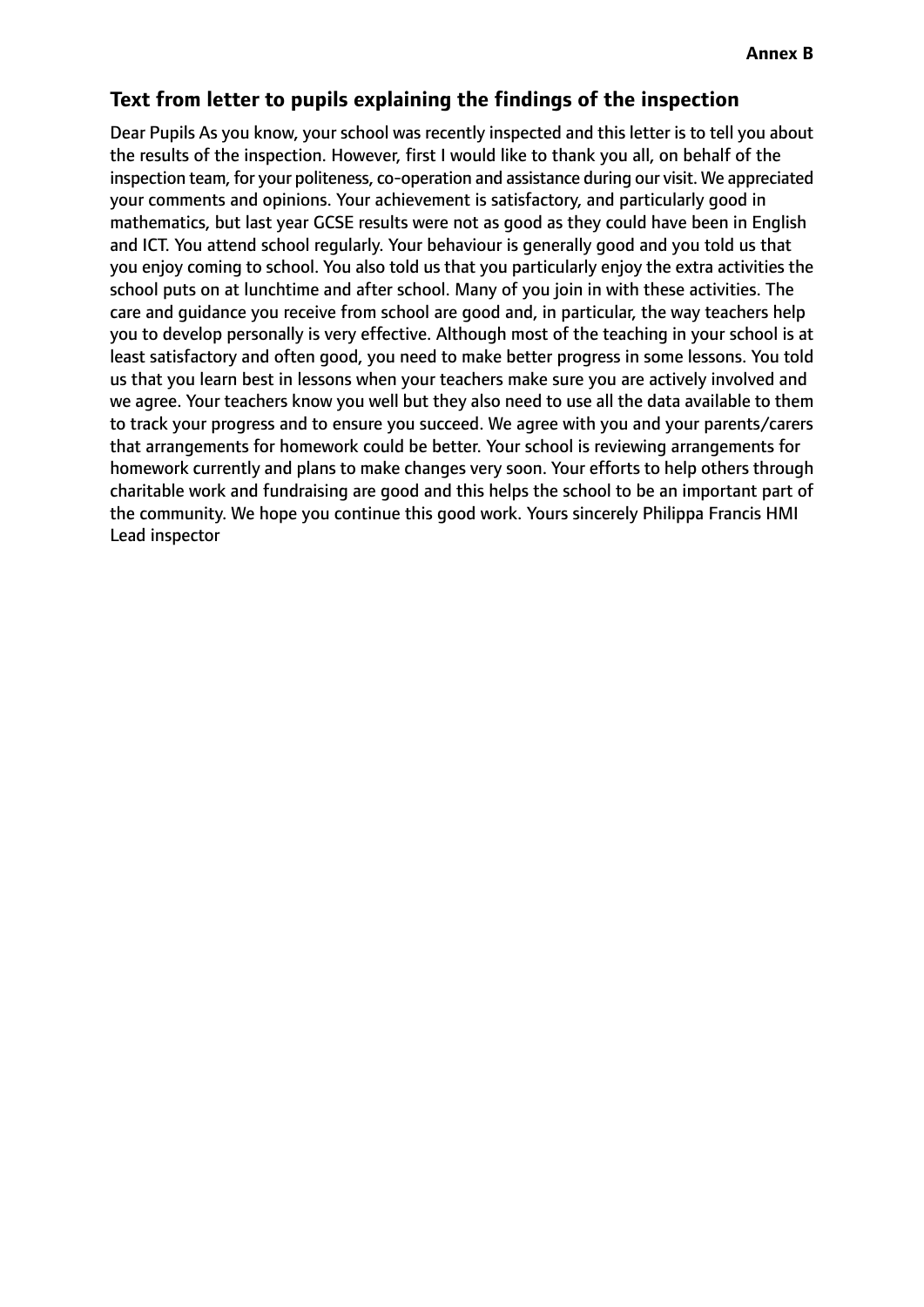**Annex B**

## Text from letter to pupils explaining the findings of the inspection

Dear Pupils As you know, your school was recently inspected and this letter is to tell you about the results of the inspection. However, first I would like to thank you all, on behalf of the inspection team, for your politeness, co-operation and assistance during our visit. We appreciated your comments and opinions. Your achievement is satisfactory, and particularly good in mathematics, but last year GCSE results were not as good as they could have been in English and ICT. You attend school regularly. Your behaviour is generally good and you told us that you enjoy coming to school. You also told us that you particularly enjoy the extra activities the school puts on at lunchtime and after school. Many of you join in with these activities. The care and guidance you receive from school are good and, in particular, the way teachers help you to develop personally is very effective. Although most of the teaching in your school is at least satisfactory and often good, you need to make better progress in some lessons. You told us that you learn best in lessons when your teachers make sure you are actively involved and we agree. Your teachers know you well but they also need to use all the data available to them to track your progress and to ensure you succeed. We agree with you and your parents/carers that arrangements for homework could be better. Your school is reviewing arrangements for homework currently and plans to make changes very soon. Your efforts to help others through charitable work and fundraising are good and this helps the school to be an important part of the community. We hope you continue this good work. Yours sincerely Philippa Francis HMI Lead inspector